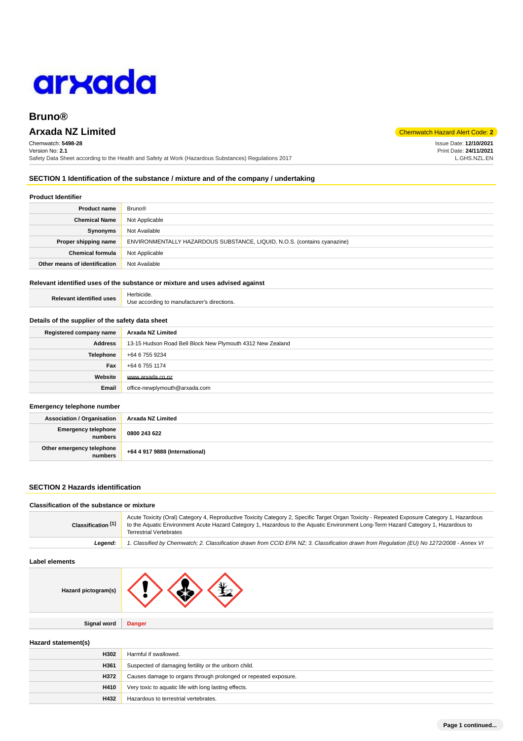# Bruno®

## Arxada NZ Limited

Chemwatch Hazard Alert Code: **2**

Chemwatch: **5498-28**
Version No: **2.1**
Safety Data Sheet according to the Health and Safety at Work (Hazardous Substances) Regulations 2017

Issue Date: **12/10/2021**
Print Date: **24/11/2021**
L.GHS.NZL.EN

## SECTION 1 Identification of the substance / mixture and of the company / undertaking

### Product Identifier

| | |
|---|---|
| **Product name** | Bruno® |
| **Chemical Name** | Not Applicable |
| **Synonyms** | Not Available |
| **Proper shipping name** | ENVIRONMENTALLY HAZARDOUS SUBSTANCE, LIQUID, N.O.S. (contains cyanazine) |
| **Chemical formula** | Not Applicable |
| **Other means of identification** | Not Available |

### Relevant identified uses of the substance or mixture and uses advised against

| | |
|---|---|
| **Relevant identified uses** | Herbicide.<br>Use according to manufacturer's directions. |

### Details of the supplier of the safety data sheet

| | |
|---|---|
| **Registered company name** | **Arxada NZ Limited** |
| **Address** | 13-15 Hudson Road Bell Block New Plymouth 4312 New Zealand |
| **Telephone** | +64 6 755 9234 |
| **Fax** | +64 6 755 1174 |
| **Website** | www.arxada.co.nz |
| **Email** | office-newplymouth@arxada.com |

### Emergency telephone number

| | |
|---|---|
| **Association / Organisation** | **Arxada NZ Limited** |
| **Emergency telephone numbers** | **0800 243 622** |
| **Other emergency telephone numbers** | **+64 4 917 9888 (International)** |

## SECTION 2 Hazards identification

### Classification of the substance or mixture

| | |
|---|---|
| **Classification [1]** | Acute Toxicity (Oral) Category 4, Reproductive Toxicity Category 2, Specific Target Organ Toxicity - Repeated Exposure Category 1, Hazardous to the Aquatic Environment Acute Hazard Category 1, Hazardous to the Aquatic Environment Long-Term Hazard Category 1, Hazardous to Terrestrial Vertebrates |
| ***Legend:*** | *1. Classified by Chemwatch; 2. Classification drawn from CCID EPA NZ; 3. Classification drawn from Regulation (EU) No 1272/2008 - Annex VI* |

### Label elements

| | |
|---|---|
| **Hazard pictogram(s)** | |
| **Signal word** | **Danger** |

### Hazard statement(s)

| | |
|---|---|
| **H302** | Harmful if swallowed. |
| **H361** | Suspected of damaging fertility or the unborn child. |
| **H372** | Causes damage to organs through prolonged or repeated exposure. |
| **H410** | Very toxic to aquatic life with long lasting effects. |
| **H432** | Hazardous to terrestrial vertebrates. |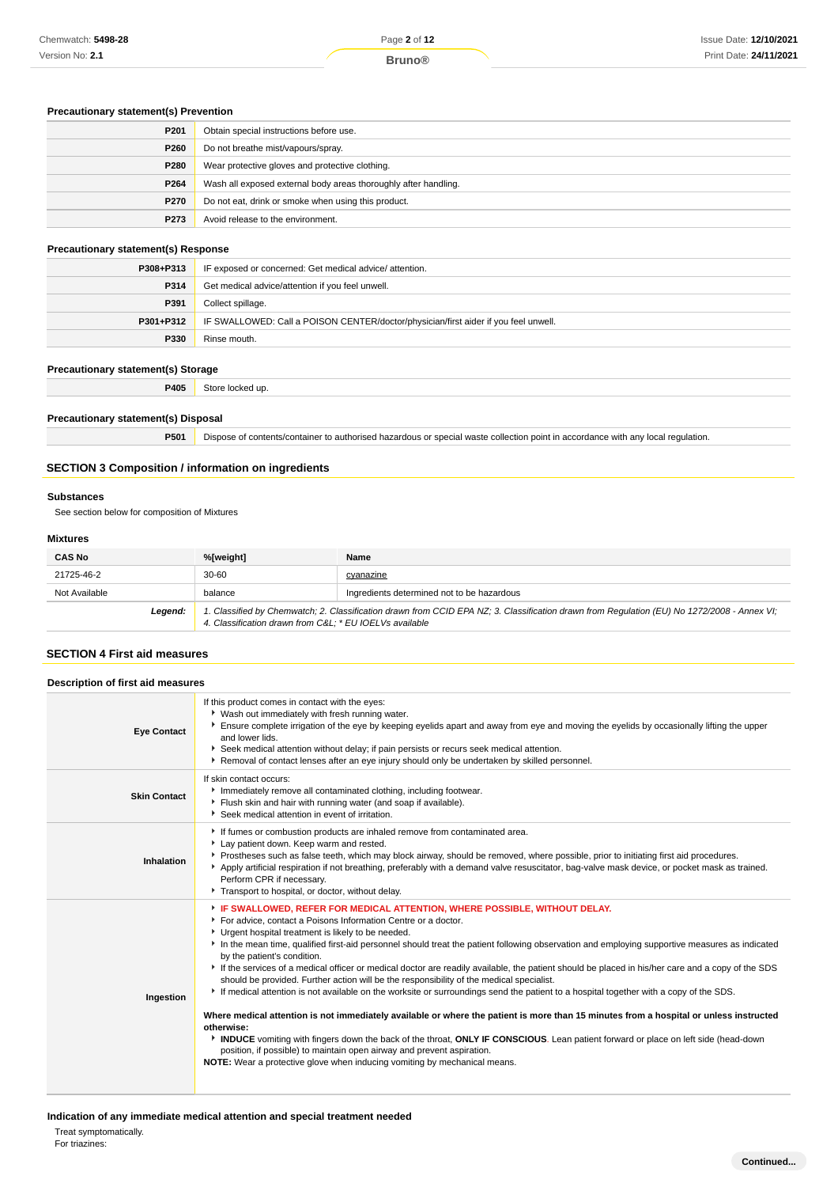### Precautionary statement(s) Prevention

| | |
|---|---|
| **P201** | Obtain special instructions before use. |
| **P260** | Do not breathe mist/vapours/spray. |
| **P280** | Wear protective gloves and protective clothing. |
| **P264** | Wash all exposed external body areas thoroughly after handling. |
| **P270** | Do not eat, drink or smoke when using this product. |
| **P273** | Avoid release to the environment. |

### Precautionary statement(s) Response

| | |
|---|---|
| **P308+P313** | IF exposed or concerned: Get medical advice/ attention. |
| **P314** | Get medical advice/attention if you feel unwell. |
| **P391** | Collect spillage. |
| **P301+P312** | IF SWALLOWED: Call a POISON CENTER/doctor/physician/first aider if you feel unwell. |
| **P330** | Rinse mouth. |

### Precautionary statement(s) Storage

| | |
|---|---|
| **P405** | Store locked up. |

### Precautionary statement(s) Disposal

| | |
|---|---|
| **P501** | Dispose of contents/container to authorised hazardous or special waste collection point in accordance with any local regulation. |

## SECTION 3 Composition / information on ingredients

### Substances

See section below for composition of Mixtures

### Mixtures

| CAS No | %[weight] | Name |
|---|---|---|
| 21725-46-2 | 30-60 | cyanazine |
| Not Available | balance | Ingredients determined not to be hazardous |
| ***Legend:*** | *1. Classified by Chemwatch; 2. Classification drawn from CCID EPA NZ; 3. Classification drawn from Regulation (EU) No 1272/2008 - Annex VI; 4. Classification drawn from C&L; * EU IOELVs available* | |

## SECTION 4 First aid measures

### Description of first aid measures

| | |
|---|---|
| **Eye Contact** | If this product comes in contact with the eyes:<br>▸ Wash out immediately with fresh running water.<br>▸ Ensure complete irrigation of the eye by keeping eyelids apart and away from eye and moving the eyelids by occasionally lifting the upper and lower lids.<br>▸ Seek medical attention without delay; if pain persists or recurs seek medical attention.<br>▸ Removal of contact lenses after an eye injury should only be undertaken by skilled personnel. |
| **Skin Contact** | If skin contact occurs:<br>▸ Immediately remove all contaminated clothing, including footwear.<br>▸ Flush skin and hair with running water (and soap if available).<br>▸ Seek medical attention in event of irritation. |
| **Inhalation** | ▸ If fumes or combustion products are inhaled remove from contaminated area.<br>▸ Lay patient down. Keep warm and rested.<br>▸ Prostheses such as false teeth, which may block airway, should be removed, where possible, prior to initiating first aid procedures.<br>▸ Apply artificial respiration if not breathing, preferably with a demand valve resuscitator, bag-valve mask device, or pocket mask as trained. Perform CPR if necessary.<br>▸ Transport to hospital, or doctor, without delay. |
| **Ingestion** | ▸ **IF SWALLOWED, REFER FOR MEDICAL ATTENTION, WHERE POSSIBLE, WITHOUT DELAY.**<br>▸ For advice, contact a Poisons Information Centre or a doctor.<br>▸ Urgent hospital treatment is likely to be needed.<br>▸ In the mean time, qualified first-aid personnel should treat the patient following observation and employing supportive measures as indicated by the patient's condition.<br>▸ If the services of a medical officer or medical doctor are readily available, the patient should be placed in his/her care and a copy of the SDS should be provided. Further action will be the responsibility of the medical specialist.<br>▸ If medical attention is not available on the worksite or surroundings send the patient to a hospital together with a copy of the SDS.<br><br>**Where medical attention is not immediately available or where the patient is more than 15 minutes from a hospital or unless instructed otherwise:**<br>▸ **INDUCE** vomiting with fingers down the back of the throat, **ONLY IF CONSCIOUS**. Lean patient forward or place on left side (head-down position, if possible) to maintain open airway and prevent aspiration.<br>**NOTE:** Wear a protective glove when inducing vomiting by mechanical means. |

### Indication of any immediate medical attention and special treatment needed

Treat symptomatically.
For triazines: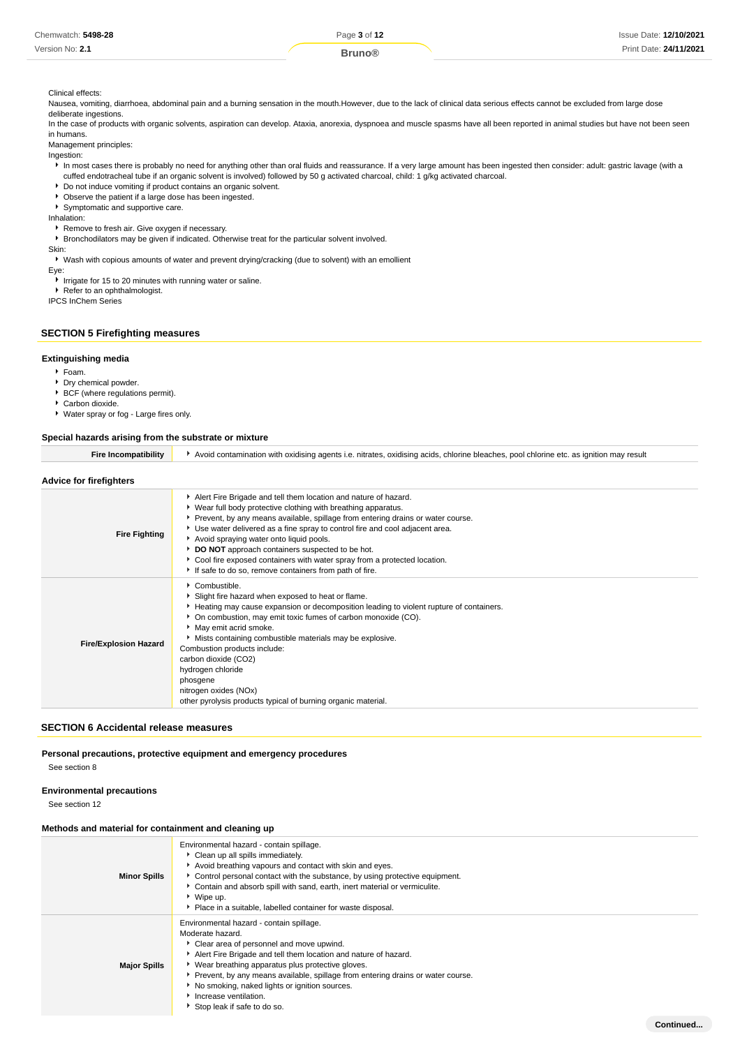Clinical effects:

Nausea, vomiting, diarrhoea, abdominal pain and a burning sensation in the mouth.However, due to the lack of clinical data serious effects cannot be excluded from large dose deliberate ingestions.

In the case of products with organic solvents, aspiration can develop. Ataxia, anorexia, dyspnoea and muscle spasms have all been reported in animal studies but have not been seen in humans.

Management principles:

Ingestion:

- In most cases there is probably no need for anything other than oral fluids and reassurance. If a very large amount has been ingested then consider: adult: gastric lavage (with a cuffed endotracheal tube if an organic solvent is involved) followed by 50 g activated charcoal, child: 1 g/kg activated charcoal.
- Do not induce vomiting if product contains an organic solvent.
- Observe the patient if a large dose has been ingested.
- Symptomatic and supportive care.

Inhalation:

- Remove to fresh air. Give oxygen if necessary.
- Bronchodilators may be given if indicated. Otherwise treat for the particular solvent involved.

Skin:

- Wash with copious amounts of water and prevent drying/cracking (due to solvent) with an emollient

Eye:

- Irrigate for 15 to 20 minutes with running water or saline.
- Refer to an ophthalmologist.

IPCS InChem Series

## SECTION 5 Firefighting measures

### Extinguishing media

- Foam.
- Dry chemical powder.
- BCF (where regulations permit).
- Carbon dioxide.
- Water spray or fog - Large fires only.

### Special hazards arising from the substrate or mixture

| | |
|---|---|
| **Fire Incompatibility** | Avoid contamination with oxidising agents i.e. nitrates, oxidising acids, chlorine bleaches, pool chlorine etc. as ignition may result |

### Advice for firefighters

| | |
|---|---|
| **Fire Fighting** | - Alert Fire Brigade and tell them location and nature of hazard.<br>- Wear full body protective clothing with breathing apparatus.<br>- Prevent, by any means available, spillage from entering drains or water course.<br>- Use water delivered as a fine spray to control fire and cool adjacent area.<br>- Avoid spraying water onto liquid pools.<br>- **DO NOT** approach containers suspected to be hot.<br>- Cool fire exposed containers with water spray from a protected location.<br>- If safe to do so, remove containers from path of fire. |
| **Fire/Explosion Hazard** | - Combustible.<br>- Slight fire hazard when exposed to heat or flame.<br>- Heating may cause expansion or decomposition leading to violent rupture of containers.<br>- On combustion, may emit toxic fumes of carbon monoxide (CO).<br>- May emit acrid smoke.<br>- Mists containing combustible materials may be explosive.<br>Combustion products include:<br>carbon dioxide ($CO_2$)<br>hydrogen chloride<br>phosgene<br>nitrogen oxides ($NO_x$)<br>other pyrolysis products typical of burning organic material. |

## SECTION 6 Accidental release measures

### Personal precautions, protective equipment and emergency procedures

See section 8

### Environmental precautions

See section 12

### Methods and material for containment and cleaning up

| | |
|---|---|
| **Minor Spills** | Environmental hazard - contain spillage.<br>- Clean up all spills immediately.<br>- Avoid breathing vapours and contact with skin and eyes.<br>- Control personal contact with the substance, by using protective equipment.<br>- Contain and absorb spill with sand, earth, inert material or vermiculite.<br>- Wipe up.<br>- Place in a suitable, labelled container for waste disposal. |
| **Major Spills** | Environmental hazard - contain spillage.<br>Moderate hazard.<br>- Clear area of personnel and move upwind.<br>- Alert Fire Brigade and tell them location and nature of hazard.<br>- Wear breathing apparatus plus protective gloves.<br>- Prevent, by any means available, spillage from entering drains or water course.<br>- No smoking, naked lights or ignition sources.<br>- Increase ventilation.<br>- Stop leak if safe to do so. |

Continued...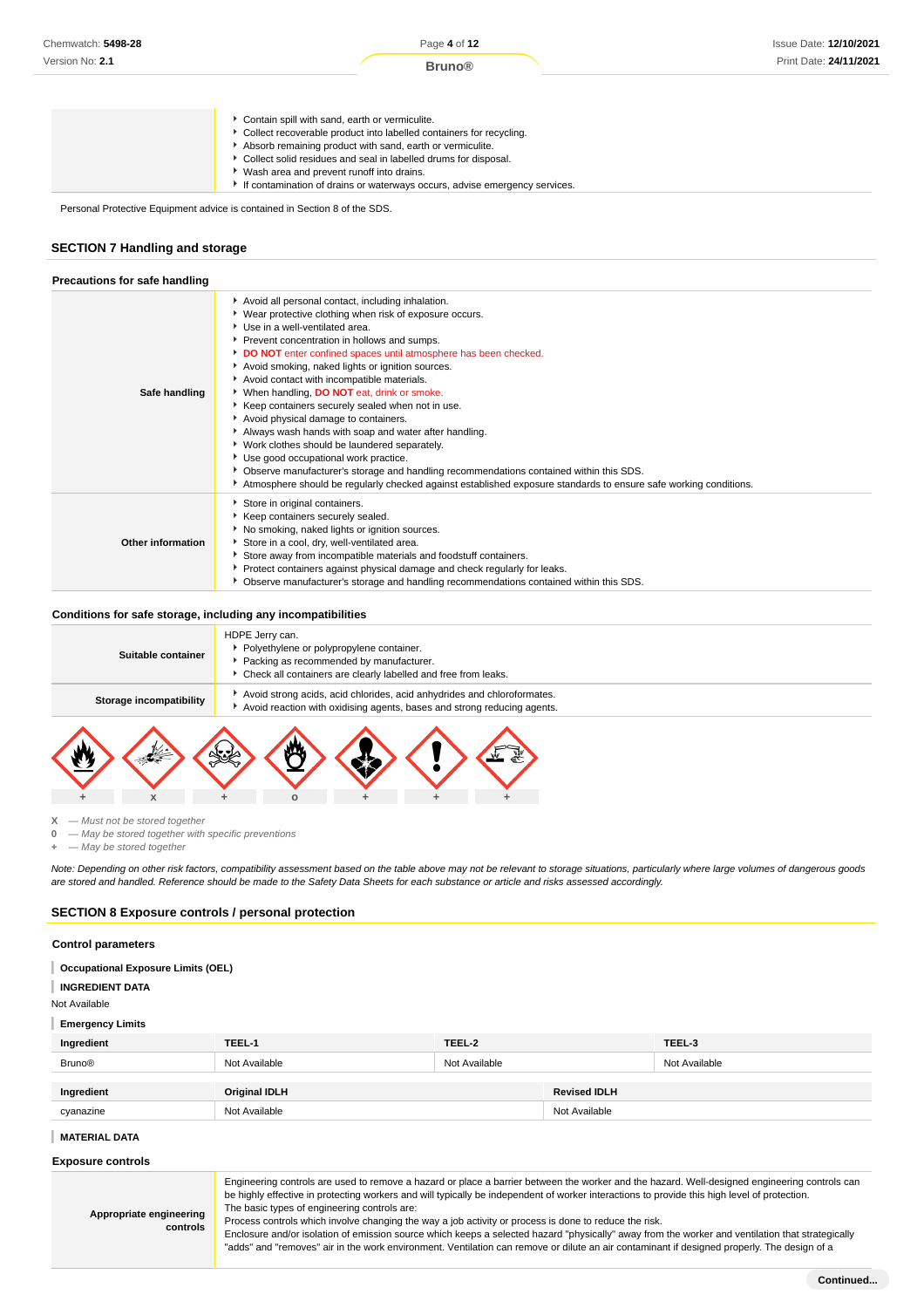| | |
|---|---|
| | ‣ Contain spill with sand, earth or vermiculite.<br>‣ Collect recoverable product into labelled containers for recycling.<br>‣ Absorb remaining product with sand, earth or vermiculite.<br>‣ Collect solid residues and seal in labelled drums for disposal.<br>‣ Wash area and prevent runoff into drains.<br>‣ If contamination of drains or waterways occurs, advise emergency services. |

Personal Protective Equipment advice is contained in Section 8 of the SDS.

## SECTION 7 Handling and storage

### Precautions for safe handling

| | |
|---|---|
| **Safe handling** | ‣ Avoid all personal contact, including inhalation.<br>‣ Wear protective clothing when risk of exposure occurs.<br>‣ Use in a well-ventilated area.<br>‣ Prevent concentration in hollows and sumps.<br>‣ **DO NOT** enter confined spaces until atmosphere has been checked.<br>‣ Avoid smoking, naked lights or ignition sources.<br>‣ Avoid contact with incompatible materials.<br>‣ When handling, **DO NOT** eat, drink or smoke.<br>‣ Keep containers securely sealed when not in use.<br>‣ Avoid physical damage to containers.<br>‣ Always wash hands with soap and water after handling.<br>‣ Work clothes should be laundered separately.<br>‣ Use good occupational work practice.<br>‣ Observe manufacturer's storage and handling recommendations contained within this SDS.<br>‣ Atmosphere should be regularly checked against established exposure standards to ensure safe working conditions. |
| **Other information** | ‣ Store in original containers.<br>‣ Keep containers securely sealed.<br>‣ No smoking, naked lights or ignition sources.<br>‣ Store in a cool, dry, well-ventilated area.<br>‣ Store away from incompatible materials and foodstuff containers.<br>‣ Protect containers against physical damage and check regularly for leaks.<br>‣ Observe manufacturer's storage and handling recommendations contained within this SDS. |

### Conditions for safe storage, including any incompatibilities

| | |
|---|---|
| **Suitable container** | HDPE Jerry can.<br>‣ Polyethylene or polypropylene container.<br>‣ Packing as recommended by manufacturer.<br>‣ Check all containers are clearly labelled and free from leaks. |
| **Storage incompatibility** | ‣ Avoid strong acids, acid chlorides, acid anhydrides and chloroformates.<br>‣ Avoid reaction with oxidising agents, bases and strong reducing agents. |

| | | | | | | |
|---|---|---|---|---|---|---|
| + | X | + | 0 | + | + | + |

X — *Must not be stored together*
0 — *May be stored together with specific preventions*
\+ — *May be stored together*

*Note: Depending on other risk factors, compatibility assessment based on the table above may not be relevant to storage situations, particularly where large volumes of dangerous goods are stored and handled. Reference should be made to the Safety Data Sheets for each substance or article and risks assessed accordingly.*

## SECTION 8 Exposure controls / personal protection

### Control parameters

**Occupational Exposure Limits (OEL)**

**INGREDIENT DATA**

Not Available

**Emergency Limits**

| Ingredient | TEEL-1 | TEEL-2 | TEEL-3 |
|---|---|---|---|
| Bruno® | Not Available | Not Available | Not Available |

| Ingredient | Original IDLH | Revised IDLH |
|---|---|---|
| cyanazine | Not Available | Not Available |

**MATERIAL DATA**

### Exposure controls

| | |
|---|---|
| **Appropriate engineering controls** | Engineering controls are used to remove a hazard or place a barrier between the worker and the hazard. Well-designed engineering controls can be highly effective in protecting workers and will typically be independent of worker interactions to provide this high level of protection.<br>The basic types of engineering controls are:<br>Process controls which involve changing the way a job activity or process is done to reduce the risk.<br>Enclosure and/or isolation of emission source which keeps a selected hazard "physically" away from the worker and ventilation that strategically "adds" and "removes" air in the work environment. Ventilation can remove or dilute an air contaminant if designed properly. The design of a |

**Continued...**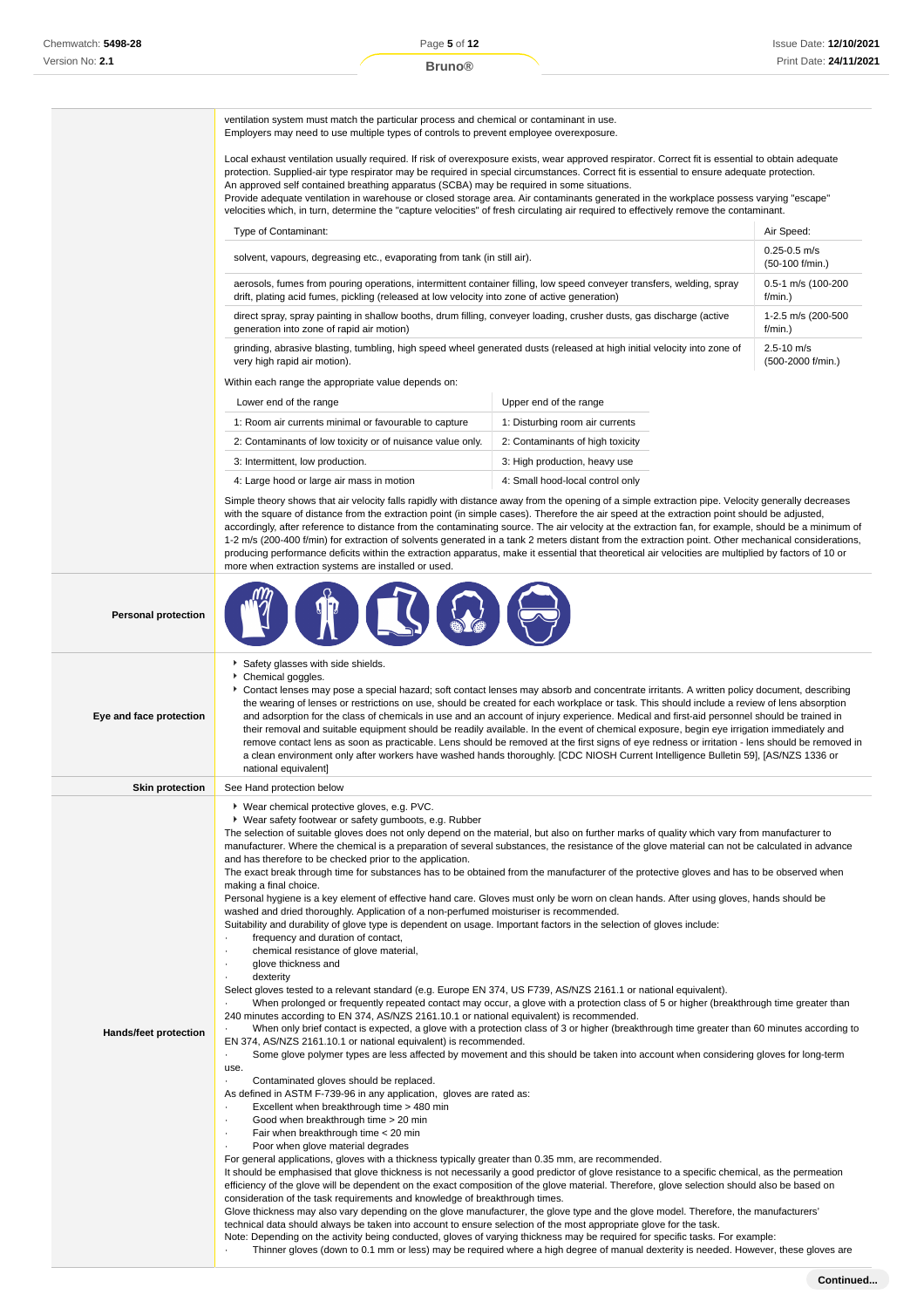ventilation system must match the particular process and chemical or contaminant in use.
Employers may need to use multiple types of controls to prevent employee overexposure.

Local exhaust ventilation usually required. If risk of overexposure exists, wear approved respirator. Correct fit is essential to obtain adequate protection. Supplied-air type respirator may be required in special circumstances. Correct fit is essential to ensure adequate protection.
An approved self contained breathing apparatus (SCBA) may be required in some situations.
Provide adequate ventilation in warehouse or closed storage area. Air contaminants generated in the workplace possess varying "escape" velocities which, in turn, determine the "capture velocities" of fresh circulating air required to effectively remove the contaminant.

| Type of Contaminant: | Air Speed: |
|---|---|
| solvent, vapours, degreasing etc., evaporating from tank (in still air). | 0.25-0.5 m/s (50-100 f/min.) |
| aerosols, fumes from pouring operations, intermittent container filling, low speed conveyer transfers, welding, spray drift, plating acid fumes, pickling (released at low velocity into zone of active generation) | 0.5-1 m/s (100-200 f/min.) |
| direct spray, spray painting in shallow booths, drum filling, conveyer loading, crusher dusts, gas discharge (active generation into zone of rapid air motion) | 1-2.5 m/s (200-500 f/min.) |
| grinding, abrasive blasting, tumbling, high speed wheel generated dusts (released at high initial velocity into zone of very high rapid air motion). | 2.5-10 m/s (500-2000 f/min.) |

Within each range the appropriate value depends on:

| Lower end of the range | Upper end of the range |
|---|---|
| 1: Room air currents minimal or favourable to capture | 1: Disturbing room air currents |
| 2: Contaminants of low toxicity or of nuisance value only. | 2: Contaminants of high toxicity |
| 3: Intermittent, low production. | 3: High production, heavy use |
| 4: Large hood or large air mass in motion | 4: Small hood-local control only |

Simple theory shows that air velocity falls rapidly with distance away from the opening of a simple extraction pipe. Velocity generally decreases with the square of distance from the extraction point (in simple cases). Therefore the air speed at the extraction point should be adjusted, accordingly, after reference to distance from the contaminating source. The air velocity at the extraction fan, for example, should be a minimum of 1-2 m/s (200-400 f/min) for extraction of solvents generated in a tank 2 meters distant from the extraction point. Other mechanical considerations, producing performance deficits within the extraction apparatus, make it essential that theoretical air velocities are multiplied by factors of 10 or more when extraction systems are installed or used.

**Personal protection**

**Eye and face protection**

- Safety glasses with side shields.
- Chemical goggles.
- Contact lenses may pose a special hazard; soft contact lenses may absorb and concentrate irritants. A written policy document, describing the wearing of lenses or restrictions on use, should be created for each workplace or task. This should include a review of lens absorption and adsorption for the class of chemicals in use and an account of injury experience. Medical and first-aid personnel should be trained in their removal and suitable equipment should be readily available. In the event of chemical exposure, begin eye irrigation immediately and remove contact lens as soon as practicable. Lens should be removed at the first signs of eye redness or irritation - lens should be removed in a clean environment only after workers have washed hands thoroughly. [CDC NIOSH Current Intelligence Bulletin 59], [AS/NZS 1336 or national equivalent]

**Skin protection**

See Hand protection below

**Hands/feet protection**

- Wear chemical protective gloves, e.g. PVC.
- Wear safety footwear or safety gumboots, e.g. Rubber

The selection of suitable gloves does not only depend on the material, but also on further marks of quality which vary from manufacturer to manufacturer. Where the chemical is a preparation of several substances, the resistance of the glove material can not be calculated in advance and has therefore to be checked prior to the application.
The exact break through time for substances has to be obtained from the manufacturer of the protective gloves and has to be observed when making a final choice.
Personal hygiene is a key element of effective hand care. Gloves must only be worn on clean hands. After using gloves, hands should be washed and dried thoroughly. Application of a non-perfumed moisturiser is recommended.
Suitability and durability of glove type is dependent on usage. Important factors in the selection of gloves include:

- frequency and duration of contact,
- chemical resistance of glove material,
- glove thickness and
- dexterity

Select gloves tested to a relevant standard (e.g. Europe EN 374, US F739, AS/NZS 2161.1 or national equivalent).

- When prolonged or frequently repeated contact may occur, a glove with a protection class of 5 or higher (breakthrough time greater than 240 minutes according to EN 374, AS/NZS 2161.10.1 or national equivalent) is recommended.
- When only brief contact is expected, a glove with a protection class of 3 or higher (breakthrough time greater than 60 minutes according to EN 374, AS/NZS 2161.10.1 or national equivalent) is recommended.
- Some glove polymer types are less affected by movement and this should be taken into account when considering gloves for long-term use.
- Contaminated gloves should be replaced.

As defined in ASTM F-739-96 in any application, gloves are rated as:

- Excellent when breakthrough time > 480 min
- Good when breakthrough time > 20 min
- Fair when breakthrough time < 20 min
- Poor when glove material degrades

For general applications, gloves with a thickness typically greater than 0.35 mm, are recommended.
It should be emphasised that glove thickness is not necessarily a good predictor of glove resistance to a specific chemical, as the permeation efficiency of the glove will be dependent on the exact composition of the glove material. Therefore, glove selection should also be based on consideration of the task requirements and knowledge of breakthrough times.
Glove thickness may also vary depending on the glove manufacturer, the glove type and the glove model. Therefore, the manufacturers' technical data should always be taken into account to ensure selection of the most appropriate glove for the task.
Note: Depending on the activity being conducted, gloves of varying thickness may be required for specific tasks. For example:

- Thinner gloves (down to 0.1 mm or less) may be required where a high degree of manual dexterity is needed. However, these gloves are

**Continued...**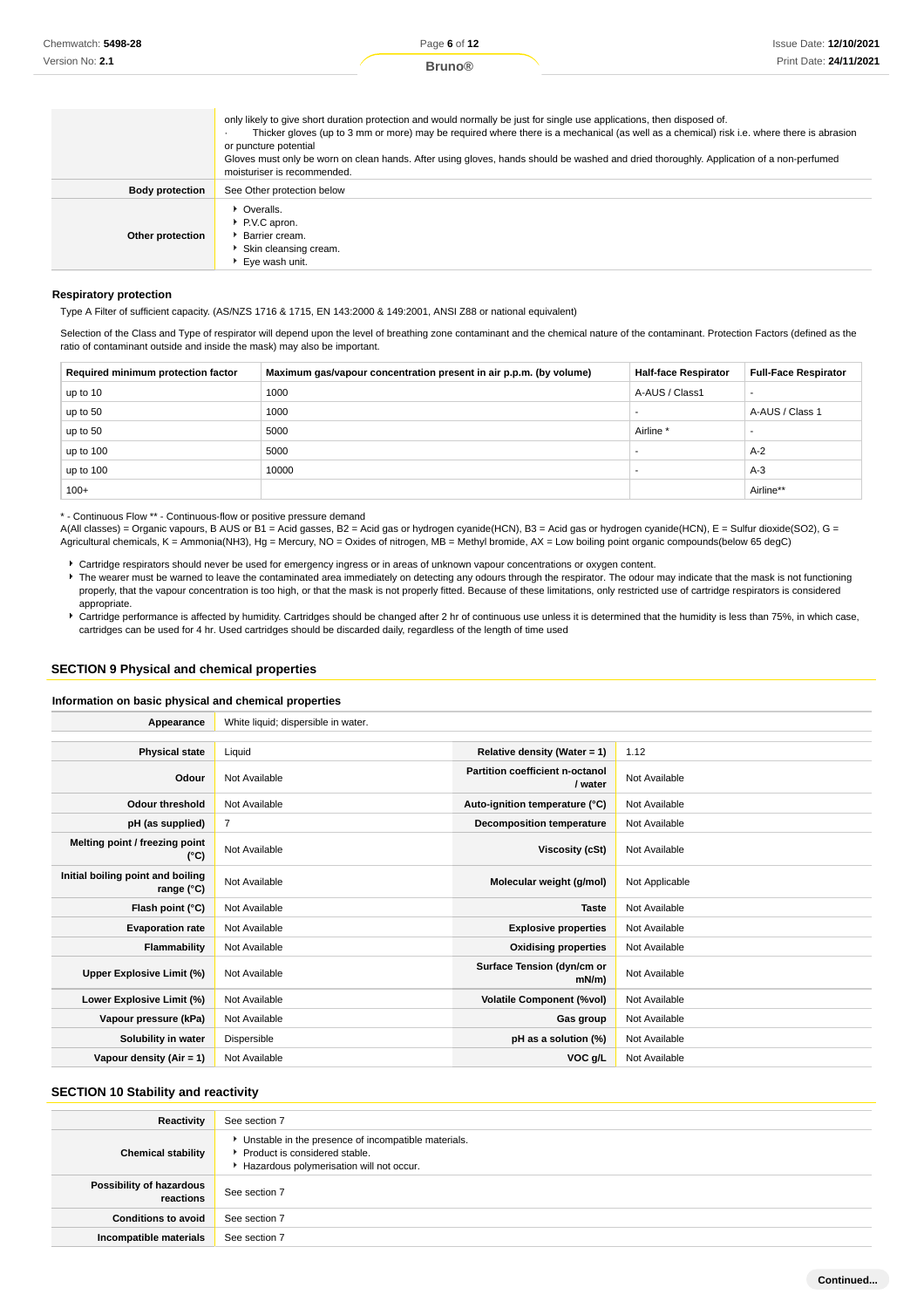| | |
|---|---|
| | only likely to give short duration protection and would normally be just for single use applications, then disposed of.<br>· Thicker gloves (up to 3 mm or more) may be required where there is a mechanical (as well as a chemical) risk i.e. where there is abrasion or puncture potential<br>Gloves must only be worn on clean hands. After using gloves, hands should be washed and dried thoroughly. Application of a non-perfumed moisturiser is recommended. |
| **Body protection** | See Other protection below |
| **Other protection** | ▸ Overalls.<br>▸ P.V.C apron.<br>▸ Barrier cream.<br>▸ Skin cleansing cream.<br>▸ Eye wash unit. |

### Respiratory protection

Type A Filter of sufficient capacity. (AS/NZS 1716 & 1715, EN 143:2000 & 149:2001, ANSI Z88 or national equivalent)

Selection of the Class and Type of respirator will depend upon the level of breathing zone contaminant and the chemical nature of the contaminant. Protection Factors (defined as the ratio of contaminant outside and inside the mask) may also be important.

| Required minimum protection factor | Maximum gas/vapour concentration present in air p.p.m. (by volume) | Half-face Respirator | Full-Face Respirator |
|---|---|---|---|
| up to 10 | 1000 | A-AUS / Class1 | - |
| up to 50 | 1000 | - | A-AUS / Class 1 |
| up to 50 | 5000 | Airline * | - |
| up to 100 | 5000 | - | A-2 |
| up to 100 | 10000 | - | A-3 |
| 100+ | | | Airline** |

* - Continuous Flow ** - Continuous-flow or positive pressure demand
A(All classes) = Organic vapours, B AUS or B1 = Acid gasses, B2 = Acid gas or hydrogen cyanide(HCN), B3 = Acid gas or hydrogen cyanide(HCN), E = Sulfur dioxide($SO_2$), G = Agricultural chemicals, K = Ammonia($NH_3$), Hg = Mercury, NO = Oxides of nitrogen, MB = Methyl bromide, AX = Low boiling point organic compounds(below 65 degC)

- Cartridge respirators should never be used for emergency ingress or in areas of unknown vapour concentrations or oxygen content.
- The wearer must be warned to leave the contaminated area immediately on detecting any odours through the respirator. The odour may indicate that the mask is not functioning properly, that the vapour concentration is too high, or that the mask is not properly fitted. Because of these limitations, only restricted use of cartridge respirators is considered appropriate.
- Cartridge performance is affected by humidity. Cartridges should be changed after 2 hr of continuous use unless it is determined that the humidity is less than 75%, in which case, cartridges can be used for 4 hr. Used cartridges should be discarded daily, regardless of the length of time used

## SECTION 9 Physical and chemical properties

### Information on basic physical and chemical properties

| | | | |
|---|---|---|---|
| **Appearance** | White liquid; dispersible in water. | | |
| **Physical state** | Liquid | **Relative density (Water = 1)** | 1.12 |
| **Odour** | Not Available | **Partition coefficient n-octanol / water** | Not Available |
| **Odour threshold** | Not Available | **Auto-ignition temperature (°C)** | Not Available |
| **pH (as supplied)** | 7 | **Decomposition temperature** | Not Available |
| **Melting point / freezing point (°C)** | Not Available | **Viscosity (cSt)** | Not Available |
| **Initial boiling point and boiling range (°C)** | Not Available | **Molecular weight (g/mol)** | Not Applicable |
| **Flash point (°C)** | Not Available | **Taste** | Not Available |
| **Evaporation rate** | Not Available | **Explosive properties** | Not Available |
| **Flammability** | Not Available | **Oxidising properties** | Not Available |
| **Upper Explosive Limit (%)** | Not Available | **Surface Tension (dyn/cm or mN/m)** | Not Available |
| **Lower Explosive Limit (%)** | Not Available | **Volatile Component (%vol)** | Not Available |
| **Vapour pressure (kPa)** | Not Available | **Gas group** | Not Available |
| **Solubility in water** | Dispersible | **pH as a solution (%)** | Not Available |
| **Vapour density (Air = 1)** | Not Available | **VOC g/L** | Not Available |

## SECTION 10 Stability and reactivity

| | |
|---|---|
| **Reactivity** | See section 7 |
| **Chemical stability** | ▸ Unstable in the presence of incompatible materials.<br>▸ Product is considered stable.<br>▸ Hazardous polymerisation will not occur. |
| **Possibility of hazardous reactions** | See section 7 |
| **Conditions to avoid** | See section 7 |
| **Incompatible materials** | See section 7 |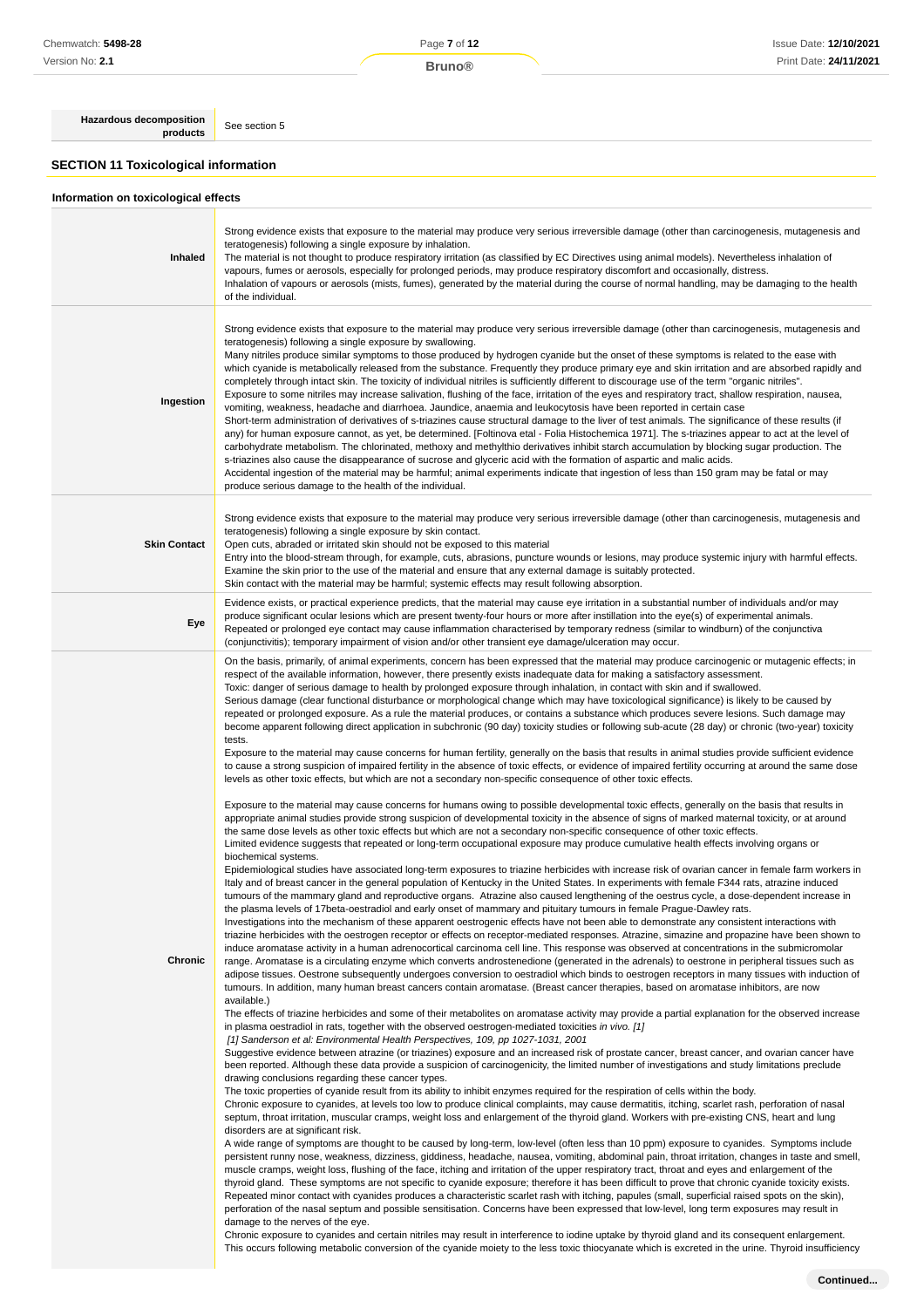| | |
|---|---|
| **Hazardous decomposition products** | See section 5 |

## SECTION 11 Toxicological information

### Information on toxicological effects

| | |
|---|---|
| **Inhaled** | Strong evidence exists that exposure to the material may produce very serious irreversible damage (other than carcinogenesis, mutagenesis and teratogenesis) following a single exposure by inhalation.<br>The material is not thought to produce respiratory irritation (as classified by EC Directives using animal models). Nevertheless inhalation of vapours, fumes or aerosols, especially for prolonged periods, may produce respiratory discomfort and occasionally, distress.<br>Inhalation of vapours or aerosols (mists, fumes), generated by the material during the course of normal handling, may be damaging to the health of the individual. |
| **Ingestion** | Strong evidence exists that exposure to the material may produce very serious irreversible damage (other than carcinogenesis, mutagenesis and teratogenesis) following a single exposure by swallowing.<br>Many nitriles produce similar symptoms to those produced by hydrogen cyanide but the onset of these symptoms is related to the ease with which cyanide is metabolically released from the substance. Frequently they produce primary eye and skin irritation and are absorbed rapidly and completely through intact skin. The toxicity of individual nitriles is sufficiently different to discourage use of the term "organic nitriles".<br>Exposure to some nitriles may increase salivation, flushing of the face, irritation of the eyes and respiratory tract, shallow respiration, nausea, vomiting, weakness, headache and diarrhoea. Jaundice, anaemia and leukocytosis have been reported in certain case<br>Short-term administration of derivatives of s-triazines cause structural damage to the liver of test animals. The significance of these results (if any) for human exposure cannot, as yet, be determined. [Foltinova etal - Folia Histochemica 1971]. The s-triazines appear to act at the level of carbohydrate metabolism. The chlorinated, methoxy and methylthio derivatives inhibit starch accumulation by blocking sugar production. The s-triazines also cause the disappearance of sucrose and glyceric acid with the formation of aspartic and malic acids.<br>Accidental ingestion of the material may be harmful; animal experiments indicate that ingestion of less than 150 gram may be fatal or may produce serious damage to the health of the individual. |
| **Skin Contact** | Strong evidence exists that exposure to the material may produce very serious irreversible damage (other than carcinogenesis, mutagenesis and teratogenesis) following a single exposure by skin contact.<br>Open cuts, abraded or irritated skin should not be exposed to this material<br>Entry into the blood-stream through, for example, cuts, abrasions, puncture wounds or lesions, may produce systemic injury with harmful effects. Examine the skin prior to the use of the material and ensure that any external damage is suitably protected.<br>Skin contact with the material may be harmful; systemic effects may result following absorption. |
| **Eye** | Evidence exists, or practical experience predicts, that the material may cause eye irritation in a substantial number of individuals and/or may produce significant ocular lesions which are present twenty-four hours or more after instillation into the eye(s) of experimental animals.<br>Repeated or prolonged eye contact may cause inflammation characterised by temporary redness (similar to windburn) of the conjunctiva (conjunctivitis); temporary impairment of vision and/or other transient eye damage/ulceration may occur. |
| **Chronic** | On the basis, primarily, of animal experiments, concern has been expressed that the material may produce carcinogenic or mutagenic effects; in respect of the available information, however, there presently exists inadequate data for making a satisfactory assessment.<br>Toxic: danger of serious damage to health by prolonged exposure through inhalation, in contact with skin and if swallowed.<br>Serious damage (clear functional disturbance or morphological change which may have toxicological significance) is likely to be caused by repeated or prolonged exposure. As a rule the material produces, or contains a substance which produces severe lesions. Such damage may become apparent following direct application in subchronic (90 day) toxicity studies or following sub-acute (28 day) or chronic (two-year) toxicity tests.<br>Exposure to the material may cause concerns for human fertility, generally on the basis that results in animal studies provide sufficient evidence to cause a strong suspicion of impaired fertility in the absence of toxic effects, or evidence of impaired fertility occurring at around the same dose levels as other toxic effects, but which are not a secondary non-specific consequence of other toxic effects.<br><br>Exposure to the material may cause concerns for humans owing to possible developmental toxic effects, generally on the basis that results in appropriate animal studies provide strong suspicion of developmental toxicity in the absence of signs of marked maternal toxicity, or at around the same dose levels as other toxic effects but which are not a secondary non-specific consequence of other toxic effects.<br>Limited evidence suggests that repeated or long-term occupational exposure may produce cumulative health effects involving organs or biochemical systems.<br>Epidemiological studies have associated long-term exposures to triazine herbicides with increase risk of ovarian cancer in female farm workers in Italy and of breast cancer in the general population of Kentucky in the United States. In experiments with female F344 rats, atrazine induced tumours of the mammary gland and reproductive organs. Atrazine also caused lengthening of the oestrus cycle, a dose-dependent increase in the plasma levels of 17beta-oestradiol and early onset of mammary and pituitary tumours in female Prague-Dawley rats.<br>Investigations into the mechanism of these apparent oestrogenic effects have not been able to demonstrate any consistent interactions with triazine herbicides with the oestrogen receptor or effects on receptor-mediated responses. Atrazine, simazine and propazine have been shown to induce aromatase activity in a human adrenocortical carcinoma cell line. This response was observed at concentrations in the submicromolar range. Aromatase is a circulating enzyme which converts androstenedione (generated in the adrenals) to oestrone in peripheral tissues such as adipose tissues. Oestrone subsequently undergoes conversion to oestradiol which binds to oestrogen receptors in many tissues with induction of tumours. In addition, many human breast cancers contain aromatase. (Breast cancer therapies, based on aromatase inhibitors, are now available.)<br>The effects of triazine herbicides and some of their metabolites on aromatase activity may provide a partial explanation for the observed increase in plasma oestradiol in rats, together with the observed oestrogen-mediated toxicities *in vivo. [1]*<br>*[1] Sanderson et al: Environmental Health Perspectives, 109, pp 1027-1031, 2001*<br>Suggestive evidence between atrazine (or triazines) exposure and an increased risk of prostate cancer, breast cancer, and ovarian cancer have been reported. Although these data provide a suspicion of carcinogenicity, the limited number of investigations and study limitations preclude drawing conclusions regarding these cancer types.<br>The toxic properties of cyanide result from its ability to inhibit enzymes required for the respiration of cells within the body.<br>Chronic exposure to cyanides, at levels too low to produce clinical complaints, may cause dermatitis, itching, scarlet rash, perforation of nasal septum, throat irritation, muscular cramps, weight loss and enlargement of the thyroid gland. Workers with pre-existing CNS, heart and lung disorders are at significant risk.<br>A wide range of symptoms are thought to be caused by long-term, low-level (often less than 10 ppm) exposure to cyanides. Symptoms include persistent runny nose, weakness, dizziness, giddiness, headache, nausea, vomiting, abdominal pain, throat irritation, changes in taste and smell, muscle cramps, weight loss, flushing of the face, itching and irritation of the upper respiratory tract, throat and eyes and enlargement of the thyroid gland. These symptoms are not specific to cyanide exposure; therefore it has been difficult to prove that chronic cyanide toxicity exists. Repeated minor contact with cyanides produces a characteristic scarlet rash with itching, papules (small, superficial raised spots on the skin), perforation of the nasal septum and possible sensitisation. Concerns have been expressed that low-level, long term exposures may result in damage to the nerves of the eye.<br>Chronic exposure to cyanides and certain nitriles may result in interference to iodine uptake by thyroid gland and its consequent enlargement. This occurs following metabolic conversion of the cyanide moiety to the less toxic thiocyanate which is excreted in the urine. Thyroid insufficiency |

Continued...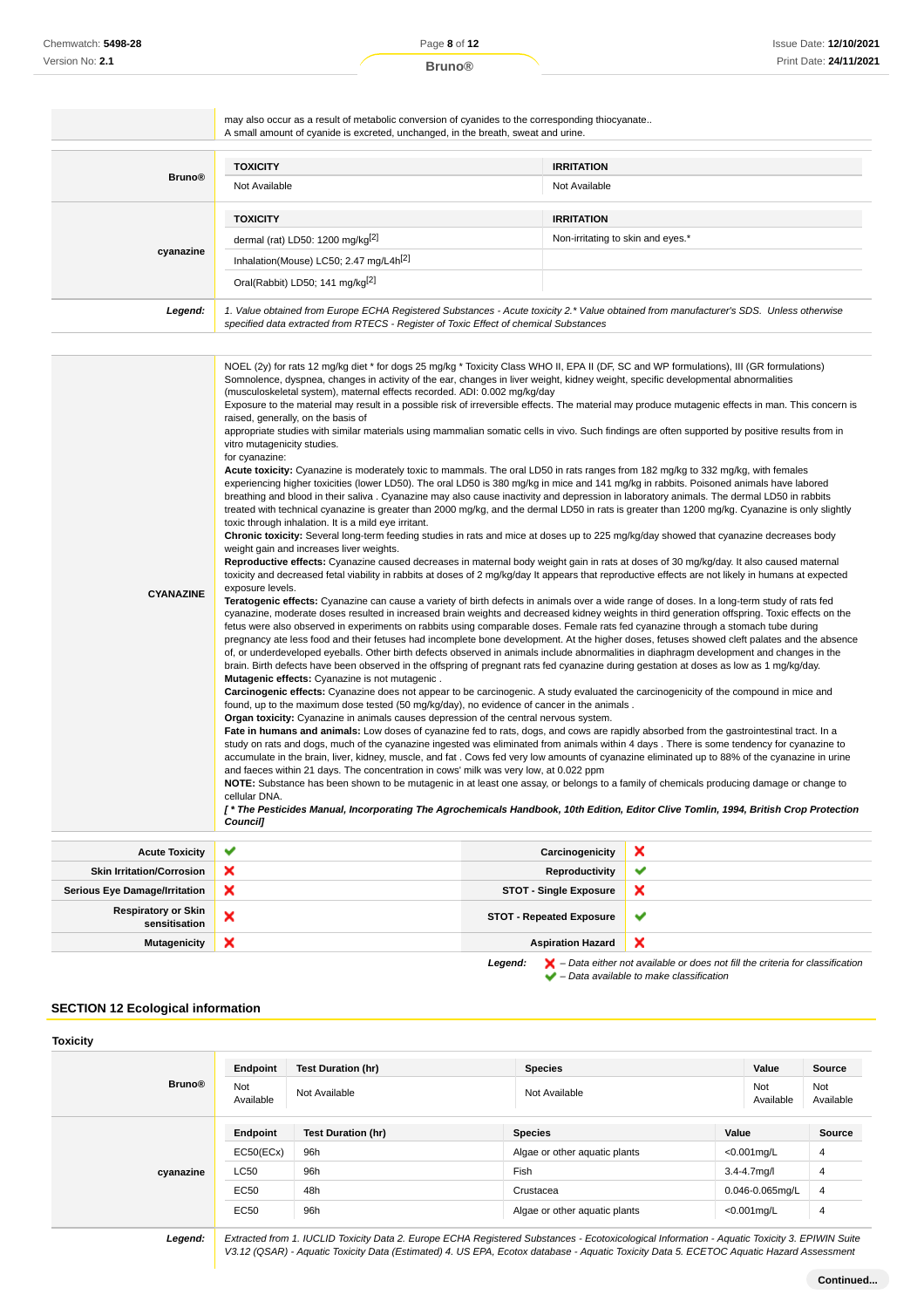| | |
|---|---|
| | may also occur as a result of metabolic conversion of cyanides to the corresponding thiocyanate.. A small amount of cyanide is excreted, unchanged, in the breath, sweat and urine. |

| | TOXICITY | IRRITATION |
|---|---|---|
| **Bruno®** | Not Available | Not Available |
| **cyanazine** | **TOXICITY** | **IRRITATION** |
| | dermal (rat) LD50: 1200 mg/kg[2] | Non-irritating to skin and eyes.* |
| | Inhalation(Mouse) LC50; 2.47 mg/L4h[2] | |
| | Oral(Rabbit) LD50; 141 mg/kg[2] | |
| ***Legend:*** | *1. Value obtained from Europe ECHA Registered Substances - Acute toxicity 2.* Value obtained from manufacturer's SDS. Unless otherwise specified data extracted from RTECS - Register of Toxic Effect of chemical Substances* | |

**CYANAZINE**

NOEL (2y) for rats 12 mg/kg diet * for dogs 25 mg/kg * Toxicity Class WHO II, EPA II (DF, SC and WP formulations), III (GR formulations)
Somnolence, dyspnea, changes in activity of the ear, changes in liver weight, kidney weight, specific developmental abnormalities (musculoskeletal system), maternal effects recorded. ADI: 0.002 mg/kg/day
Exposure to the material may result in a possible risk of irreversible effects. The material may produce mutagenic effects in man. This concern is raised, generally, on the basis of
appropriate studies with similar materials using mammalian somatic cells in vivo. Such findings are often supported by positive results from in vitro mutagenicity studies.
for cyanazine:
**Acute toxicity:** Cyanazine is moderately toxic to mammals. The oral LD50 in rats ranges from 182 mg/kg to 332 mg/kg, with females experiencing higher toxicities (lower LD50). The oral LD50 is 380 mg/kg in mice and 141 mg/kg in rabbits. Poisoned animals have labored breathing and blood in their saliva . Cyanazine may also cause inactivity and depression in laboratory animals. The dermal LD50 in rabbits treated with technical cyanazine is greater than 2000 mg/kg, and the dermal LD50 in rats is greater than 1200 mg/kg. Cyanazine is only slightly toxic through inhalation. It is a mild eye irritant.
**Chronic toxicity:** Several long-term feeding studies in rats and mice at doses up to 225 mg/kg/day showed that cyanazine decreases body weight gain and increases liver weights.
**Reproductive effects:** Cyanazine caused decreases in maternal body weight gain in rats at doses of 30 mg/kg/day. It also caused maternal toxicity and decreased fetal viability in rabbits at doses of 2 mg/kg/day It appears that reproductive effects are not likely in humans at expected exposure levels.
**Teratogenic effects:** Cyanazine can cause a variety of birth defects in animals over a wide range of doses. In a long-term study of rats fed cyanazine, moderate doses resulted in increased brain weights and decreased kidney weights in third generation offspring. Toxic effects on the fetus were also observed in experiments on rabbits using comparable doses. Female rats fed cyanazine through a stomach tube during pregnancy ate less food and their fetuses had incomplete bone development. At the higher doses, fetuses showed cleft palates and the absence of, or underdeveloped eyeballs. Other birth defects observed in animals include abnormalities in diaphragm development and changes in the brain. Birth defects have been observed in the offspring of pregnant rats fed cyanazine during gestation at doses as low as 1 mg/kg/day.
**Mutagenic effects:** Cyanazine is not mutagenic .
**Carcinogenic effects:** Cyanazine does not appear to be carcinogenic. A study evaluated the carcinogenicity of the compound in mice and found, up to the maximum dose tested (50 mg/kg/day), no evidence of cancer in the animals .
**Organ toxicity:** Cyanazine in animals causes depression of the central nervous system.
**Fate in humans and animals:** Low doses of cyanazine fed to rats, dogs, and cows are rapidly absorbed from the gastrointestinal tract. In a study on rats and dogs, much of the cyanazine ingested was eliminated from animals within 4 days . There is some tendency for cyanazine to accumulate in the brain, liver, kidney, muscle, and fat . Cows fed very low amounts of cyanazine eliminated up to 88% of the cyanazine in urine and faeces within 21 days. The concentration in cows' milk was very low, at 0.022 ppm
**NOTE:** Substance has been shown to be mutagenic in at least one assay, or belongs to a family of chemicals producing damage or change to cellular DNA.
***[ * The Pesticides Manual, Incorporating The Agrochemicals Handbook, 10th Edition, Editor Clive Tomlin, 1994, British Crop Protection Council]***

| | | | |
|---|---|---|---|
| **Acute Toxicity** | ✔ | **Carcinogenicity** | ✘ |
| **Skin Irritation/Corrosion** | ✘ | **Reproductivity** | ✔ |
| **Serious Eye Damage/Irritation** | ✘ | **STOT - Single Exposure** | ✘ |
| **Respiratory or Skin sensitisation** | ✘ | **STOT - Repeated Exposure** | ✔ |
| **Mutagenicity** | ✘ | **Aspiration Hazard** | ✘ |

***Legend:*** ✘ *– Data either not available or does not fill the criteria for classification*
✔ *– Data available to make classification*

## SECTION 12 Ecological information

### Toxicity

| | Endpoint | Test Duration (hr) | Species | Value | Source |
|---|---|---|---|---|---|
| **Bruno®** | Not Available | Not Available | Not Available | Not Available | Not Available |
| **cyanazine** | **Endpoint** | **Test Duration (hr)** | **Species** | **Value** | **Source** |
| | EC50(ECx) | 96h | Algae or other aquatic plants | <0.001mg/L | 4 |
| | LC50 | 96h | Fish | 3.4-4.7mg/l | 4 |
| | EC50 | 48h | Crustacea | 0.046-0.065mg/L | 4 |
| | EC50 | 96h | Algae or other aquatic plants | <0.001mg/L | 4 |
| ***Legend:*** | *Extracted from 1. IUCLID Toxicity Data 2. Europe ECHA Registered Substances - Ecotoxicological Information - Aquatic Toxicity 3. EPIWIN Suite V3.12 (QSAR) - Aquatic Toxicity Data (Estimated) 4. US EPA, Ecotox database - Aquatic Toxicity Data 5. ECETOC Aquatic Hazard Assessment* | | | | |

**Continued...**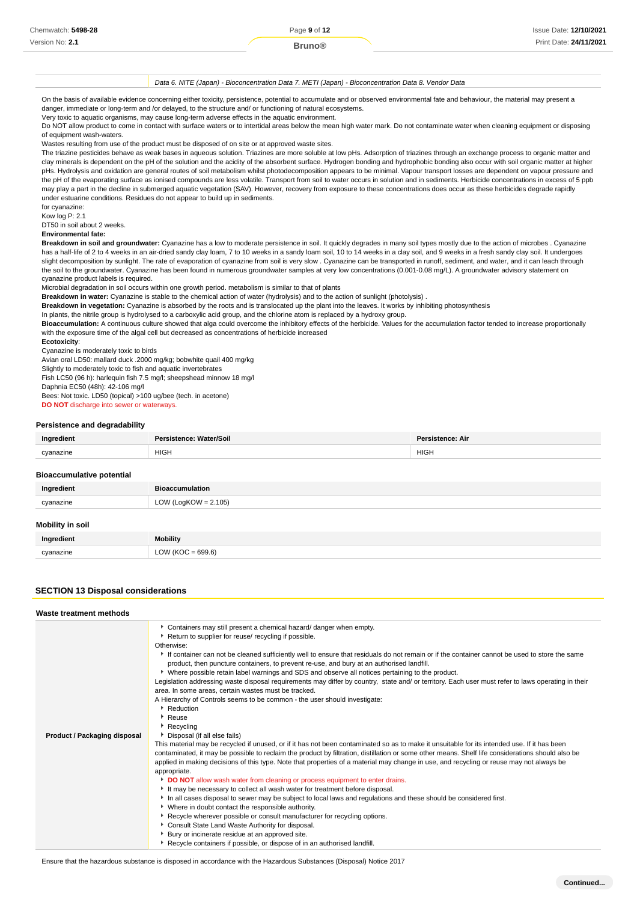| | |
|---|---|
| | Data 6. NITE (Japan) - Bioconcentration Data 7. METI (Japan) - Bioconcentration Data 8. Vendor Data |

On the basis of available evidence concerning either toxicity, persistence, potential to accumulate and or observed environmental fate and behaviour, the material may present a danger, immediate or long-term and /or delayed, to the structure and/ or functioning of natural ecosystems.
Very toxic to aquatic organisms, may cause long-term adverse effects in the aquatic environment.
Do NOT allow product to come in contact with surface waters or to intertidal areas below the mean high water mark. Do not contaminate water when cleaning equipment or disposing of equipment wash-waters.
Wastes resulting from use of the product must be disposed of on site or at approved waste sites.
The triazine pesticides behave as weak bases in aqueous solution. Triazines are more soluble at low pHs. Adsorption of triazines through an exchange process to organic matter and clay minerals is dependent on the pH of the solution and the acidity of the absorbent surface. Hydrogen bonding and hydrophobic bonding also occur with soil organic matter at higher pHs. Hydrolysis and oxidation are general routes of soil metabolism whilst photodecomposition appears to be minimal. Vapour transport losses are dependent on vapour pressure and the pH of the evaporating surface as ionised compounds are less volatile. Transport from soil to water occurs in solution and in sediments. Herbicide concentrations in excess of 5 ppb may play a part in the decline in submerged aquatic vegetation (SAV). However, recovery from exposure to these concentrations does occur as these herbicides degrade rapidly under estuarine conditions. Residues do not appear to build up in sediments.
for cyanazine:
Kow log P: 2.1
DT50 in soil about 2 weeks.
**Environmental fate:**
**Breakdown in soil and groundwater:** Cyanazine has a low to moderate persistence in soil. It quickly degrades in many soil types mostly due to the action of microbes . Cyanazine has a half-life of 2 to 4 weeks in an air-dried sandy clay loam, 7 to 10 weeks in a sandy loam soil, 10 to 14 weeks in a clay soil, and 9 weeks in a fresh sandy clay soil. It undergoes slight decomposition by sunlight. The rate of evaporation of cyanazine from soil is very slow . Cyanazine can be transported in runoff, sediment, and water, and it can leach through the soil to the groundwater. Cyanazine has been found in numerous groundwater samples at very low concentrations (0.001-0.08 mg/L). A groundwater advisory statement on cyanazine product labels is required.
Microbial degradation in soil occurs within one growth period. metabolism is similar to that of plants
**Breakdown in water:** Cyanazine is stable to the chemical action of water (hydrolysis) and to the action of sunlight (photolysis) .
**Breakdown in vegetation:** Cyanazine is absorbed by the roots and is translocated up the plant into the leaves. It works by inhibiting photosynthesis
In plants, the nitrile group is hydrolysed to a carboxylic acid group, and the chlorine atom is replaced by a hydroxy group.
**Bioaccumulation:** A continuous culture showed that alga could overcome the inhibitory effects of the herbicide. Values for the accumulation factor tended to increase proportionally with the exposure time of the algal cell but decreased as concentrations of herbicide increased
**Ecotoxicity**:
Cyanazine is moderately toxic to birds
Avian oral LD50: mallard duck .2000 mg/kg; bobwhite quail 400 mg/kg
Slightly to moderately toxic to fish and aquatic invertebrates
Fish LC50 (96 h): harlequin fish 7.5 mg/l; sheepshead minnow 18 mg/l
Daphnia EC50 (48h): 42-106 mg/l
Bees: Not toxic. LD50 (topical) >100 ug/bee (tech. in acetone)
**DO NOT** discharge into sewer or waterways.

### Persistence and degradability

| Ingredient | Persistence: Water/Soil | Persistence: Air |
|---|---|---|
| cyanazine | HIGH | HIGH |

### Bioaccumulative potential

| Ingredient | Bioaccumulation |
|---|---|
| cyanazine | LOW (LogKOW = 2.105) |

### Mobility in soil

| Ingredient | Mobility |
|---|---|
| cyanazine | LOW (KOC = 699.6) |

## SECTION 13 Disposal considerations

### Waste treatment methods

| | |
|---|---|
| **Product / Packaging disposal** | ▸ Containers may still present a chemical hazard/ danger when empty.<br>▸ Return to supplier for reuse/ recycling if possible.<br>Otherwise:<br>▸ If container can not be cleaned sufficiently well to ensure that residuals do not remain or if the container cannot be used to store the same product, then puncture containers, to prevent re-use, and bury at an authorised landfill.<br>▸ Where possible retain label warnings and SDS and observe all notices pertaining to the product.<br>Legislation addressing waste disposal requirements may differ by country, state and/ or territory. Each user must refer to laws operating in their area. In some areas, certain wastes must be tracked.<br>A Hierarchy of Controls seems to be common - the user should investigate:<br>▸ Reduction<br>▸ Reuse<br>▸ Recycling<br>▸ Disposal (if all else fails)<br>This material may be recycled if unused, or if it has not been contaminated so as to make it unsuitable for its intended use. If it has been contaminated, it may be possible to reclaim the product by filtration, distillation or some other means. Shelf life considerations should also be applied in making decisions of this type. Note that properties of a material may change in use, and recycling or reuse may not always be appropriate.<br>▸ **DO NOT** allow wash water from cleaning or process equipment to enter drains.<br>▸ It may be necessary to collect all wash water for treatment before disposal.<br>▸ In all cases disposal to sewer may be subject to local laws and regulations and these should be considered first.<br>▸ Where in doubt contact the responsible authority.<br>▸ Recycle wherever possible or consult manufacturer for recycling options.<br>▸ Consult State Land Waste Authority for disposal.<br>▸ Bury or incinerate residue at an approved site.<br>▸ Recycle containers if possible, or dispose of in an authorised landfill. |

Ensure that the hazardous substance is disposed in accordance with the Hazardous Substances (Disposal) Notice 2017

**Continued...**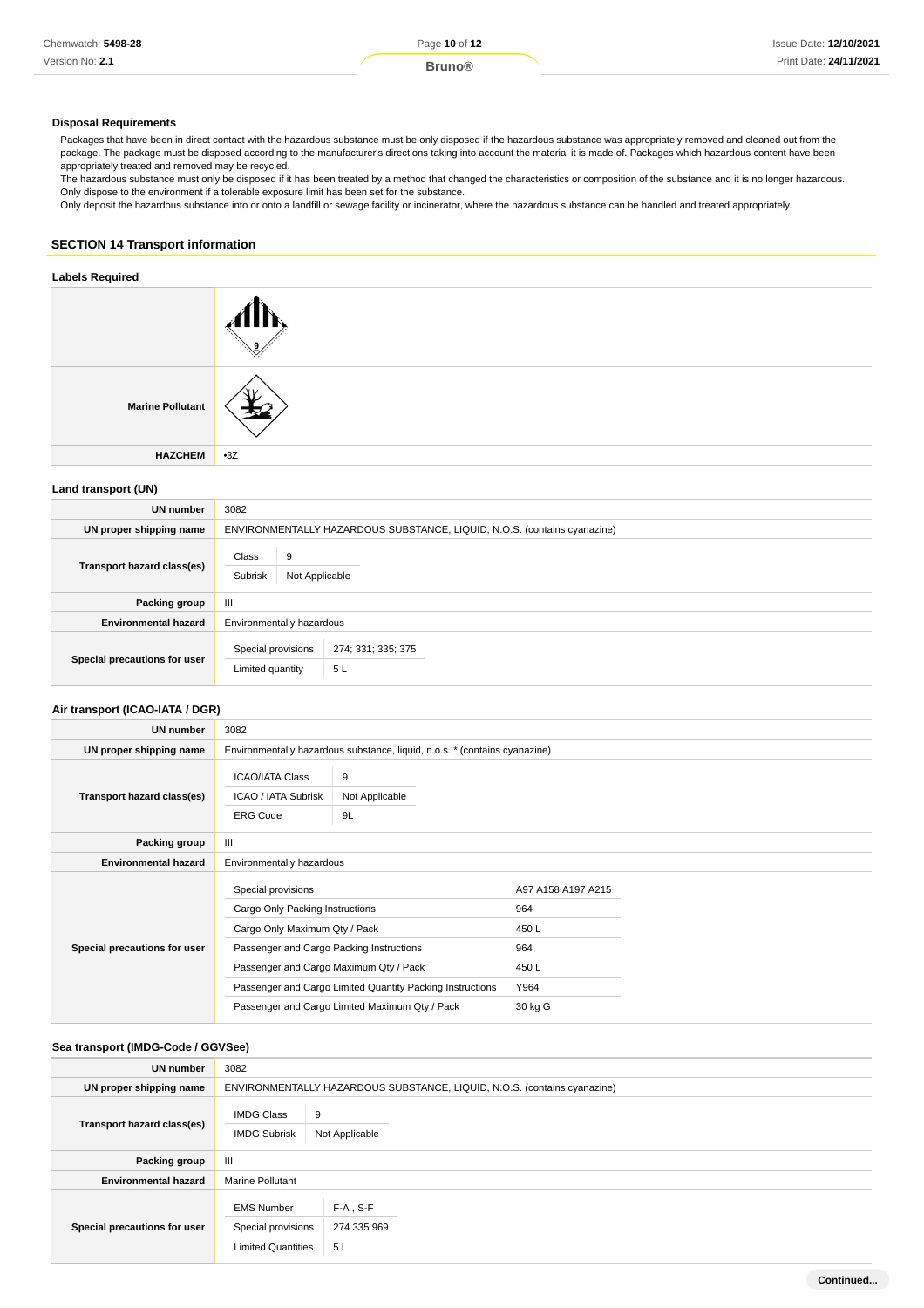### Disposal Requirements

Packages that have been in direct contact with the hazardous substance must be only disposed if the hazardous substance was appropriately removed and cleaned out from the package. The package must be disposed according to the manufacturer's directions taking into account the material it is made of. Packages which hazardous content have been appropriately treated and removed may be recycled.
The hazardous substance must only be disposed if it has been treated by a method that changed the characteristics or composition of the substance and it is no longer hazardous.
Only dispose to the environment if a tolerable exposure limit has been set for the substance.
Only deposit the hazardous substance into or onto a landfill or sewage facility or incinerator, where the hazardous substance can be handled and treated appropriately.

## SECTION 14 Transport information

### Labels Required

| | |
|---|---|
| | 9 |
| **Marine Pollutant** | |
| **HAZCHEM** | •3Z |

### Land transport (UN)

| | |
|---|---|
| **UN number** | 3082 |
| **UN proper shipping name** | ENVIRONMENTALLY HAZARDOUS SUBSTANCE, LIQUID, N.O.S. (contains cyanazine) |
| **Transport hazard class(es)** | Class: 9<br>Subrisk: Not Applicable |
| **Packing group** | III |
| **Environmental hazard** | Environmentally hazardous |
| **Special precautions for user** | Special provisions: 274; 331; 335; 375<br>Limited quantity: 5 L |

### Air transport (ICAO-IATA / DGR)

| | |
|---|---|
| **UN number** | 3082 |
| **UN proper shipping name** | Environmentally hazardous substance, liquid, n.o.s. * (contains cyanazine) |
| **Transport hazard class(es)** | ICAO/IATA Class: 9<br>ICAO / IATA Subrisk: Not Applicable<br>ERG Code: 9L |
| **Packing group** | III |
| **Environmental hazard** | Environmentally hazardous |
| **Special precautions for user** | Special provisions: A97 A158 A197 A215<br>Cargo Only Packing Instructions: 964<br>Cargo Only Maximum Qty / Pack: 450 L<br>Passenger and Cargo Packing Instructions: 964<br>Passenger and Cargo Maximum Qty / Pack: 450 L<br>Passenger and Cargo Limited Quantity Packing Instructions: Y964<br>Passenger and Cargo Limited Maximum Qty / Pack: 30 kg G |

### Sea transport (IMDG-Code / GGVSee)

| | |
|---|---|
| **UN number** | 3082 |
| **UN proper shipping name** | ENVIRONMENTALLY HAZARDOUS SUBSTANCE, LIQUID, N.O.S. (contains cyanazine) |
| **Transport hazard class(es)** | IMDG Class: 9<br>IMDG Subrisk: Not Applicable |
| **Packing group** | III |
| **Environmental hazard** | Marine Pollutant |
| **Special precautions for user** | EMS Number: F-A , S-F<br>Special provisions: 274 335 969<br>Limited Quantities: 5 L |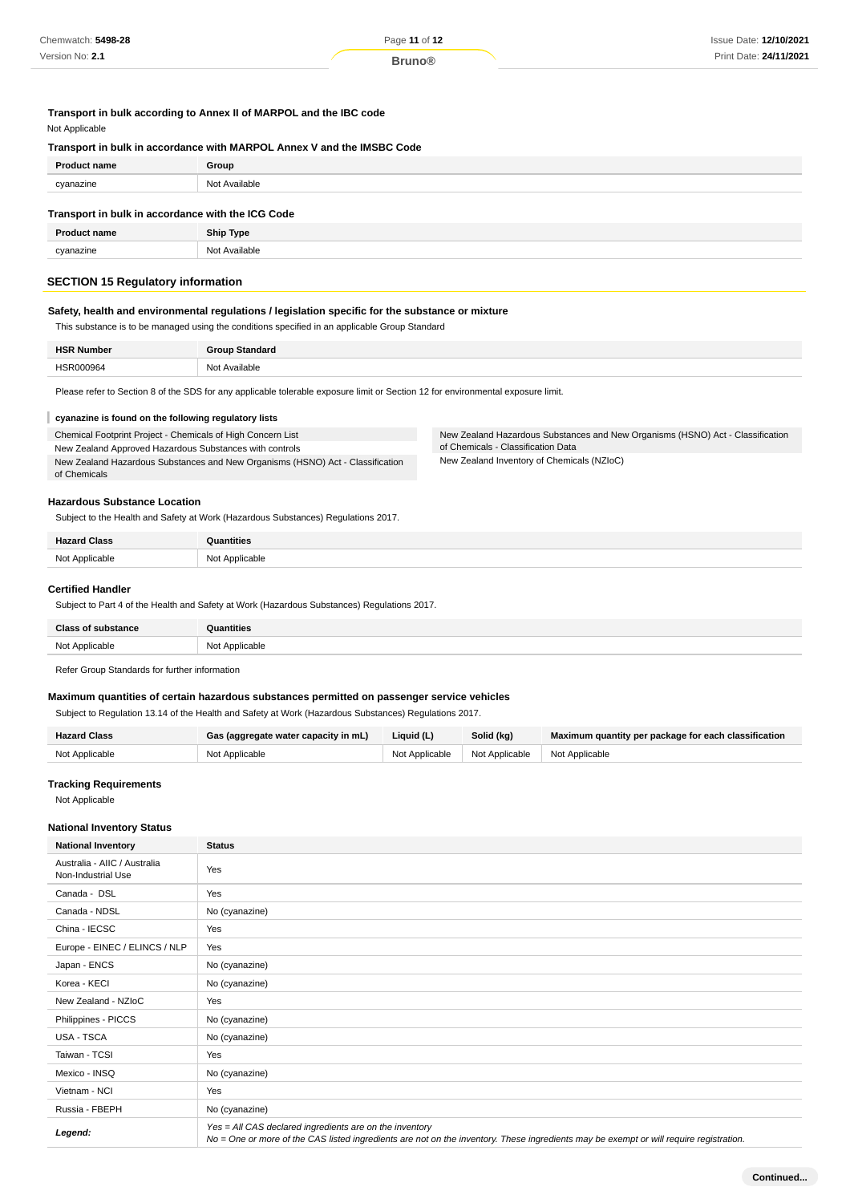**Transport in bulk according to Annex II of MARPOL and the IBC code**

Not Applicable

**Transport in bulk in accordance with MARPOL Annex V and the IMSBC Code**

| Product name | Group |
| --- | --- |
| cyanazine | Not Available |

**Transport in bulk in accordance with the ICG Code**

| Product name | Ship Type |
| --- | --- |
| cyanazine | Not Available |

## SECTION 15 Regulatory information

### Safety, health and environmental regulations / legislation specific for the substance or mixture

This substance is to be managed using the conditions specified in an applicable Group Standard

| HSR Number | Group Standard |
| --- | --- |
| HSR000964 | Not Available |

Please refer to Section 8 of the SDS for any applicable tolerable exposure limit or Section 12 for environmental exposure limit.

**cyanazine is found on the following regulatory lists**

Chemical Footprint Project - Chemicals of High Concern List

New Zealand Approved Hazardous Substances with controls

New Zealand Hazardous Substances and New Organisms (HSNO) Act - Classification of Chemicals

New Zealand Hazardous Substances and New Organisms (HSNO) Act - Classification of Chemicals - Classification Data

New Zealand Inventory of Chemicals (NZIoC)

### Hazardous Substance Location

Subject to the Health and Safety at Work (Hazardous Substances) Regulations 2017.

| Hazard Class | Quantities |
| --- | --- |
| Not Applicable | Not Applicable |

### Certified Handler

Subject to Part 4 of the Health and Safety at Work (Hazardous Substances) Regulations 2017.

| Class of substance | Quantities |
| --- | --- |
| Not Applicable | Not Applicable |

Refer Group Standards for further information

### Maximum quantities of certain hazardous substances permitted on passenger service vehicles

Subject to Regulation 13.14 of the Health and Safety at Work (Hazardous Substances) Regulations 2017.

| Hazard Class | Gas (aggregate water capacity in mL) | Liquid (L) | Solid (kg) | Maximum quantity per package for each classification |
| --- | --- | --- | --- | --- |
| Not Applicable | Not Applicable | Not Applicable | Not Applicable | Not Applicable |

### Tracking Requirements

Not Applicable

### National Inventory Status

| National Inventory | Status |
| --- | --- |
| Australia - AIIC / Australia Non-Industrial Use | Yes |
| Canada - DSL | Yes |
| Canada - NDSL | No (cyanazine) |
| China - IECSC | Yes |
| Europe - EINEC / ELINCS / NLP | Yes |
| Japan - ENCS | No (cyanazine) |
| Korea - KECI | No (cyanazine) |
| New Zealand - NZIoC | Yes |
| Philippines - PICCS | No (cyanazine) |
| USA - TSCA | No (cyanazine) |
| Taiwan - TCSI | Yes |
| Mexico - INSQ | No (cyanazine) |
| Vietnam - NCI | Yes |
| Russia - FBEPH | No (cyanazine) |
| ***Legend:*** | *Yes = All CAS declared ingredients are on the inventory*<br>*No = One or more of the CAS listed ingredients are not on the inventory. These ingredients may be exempt or will require registration.* |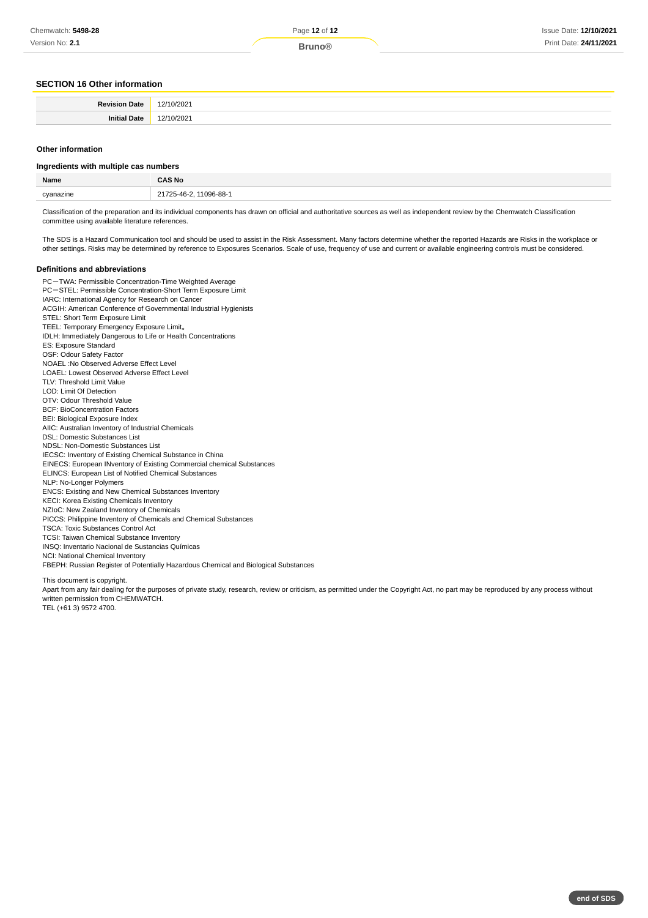## SECTION 16 Other information

| | |
|---|---|
| **Revision Date** | 12/10/2021 |
| **Initial Date** | 12/10/2021 |

### Other information

#### Ingredients with multiple cas numbers

| Name | CAS No |
|---|---|
| cyanazine | 21725-46-2, 11096-88-1 |

Classification of the preparation and its individual components has drawn on official and authoritative sources as well as independent review by the Chemwatch Classification committee using available literature references.

The SDS is a Hazard Communication tool and should be used to assist in the Risk Assessment. Many factors determine whether the reported Hazards are Risks in the workplace or other settings. Risks may be determined by reference to Exposures Scenarios. Scale of use, frequency of use and current or available engineering controls must be considered.

### Definitions and abbreviations

PC－TWA: Permissible Concentration-Time Weighted Average
PC－STEL: Permissible Concentration-Short Term Exposure Limit
IARC: International Agency for Research on Cancer
ACGIH: American Conference of Governmental Industrial Hygienists
STEL: Short Term Exposure Limit
TEEL: Temporary Emergency Exposure Limit。
IDLH: Immediately Dangerous to Life or Health Concentrations
ES: Exposure Standard
OSF: Odour Safety Factor
NOAEL :No Observed Adverse Effect Level
LOAEL: Lowest Observed Adverse Effect Level
TLV: Threshold Limit Value
LOD: Limit Of Detection
OTV: Odour Threshold Value
BCF: BioConcentration Factors
BEI: Biological Exposure Index
AIIC: Australian Inventory of Industrial Chemicals
DSL: Domestic Substances List
NDSL: Non-Domestic Substances List
IECSC: Inventory of Existing Chemical Substance in China
EINECS: European INventory of Existing Commercial chemical Substances
ELINCS: European List of Notified Chemical Substances
NLP: No-Longer Polymers
ENCS: Existing and New Chemical Substances Inventory
KECI: Korea Existing Chemicals Inventory
NZIoC: New Zealand Inventory of Chemicals
PICCS: Philippine Inventory of Chemicals and Chemical Substances
TSCA: Toxic Substances Control Act
TCSI: Taiwan Chemical Substance Inventory
INSQ: Inventario Nacional de Sustancias Químicas
NCI: National Chemical Inventory
FBEPH: Russian Register of Potentially Hazardous Chemical and Biological Substances

This document is copyright.
Apart from any fair dealing for the purposes of private study, research, review or criticism, as permitted under the Copyright Act, no part may be reproduced by any process without written permission from CHEMWATCH.
TEL (+61 3) 9572 4700.

end of SDS